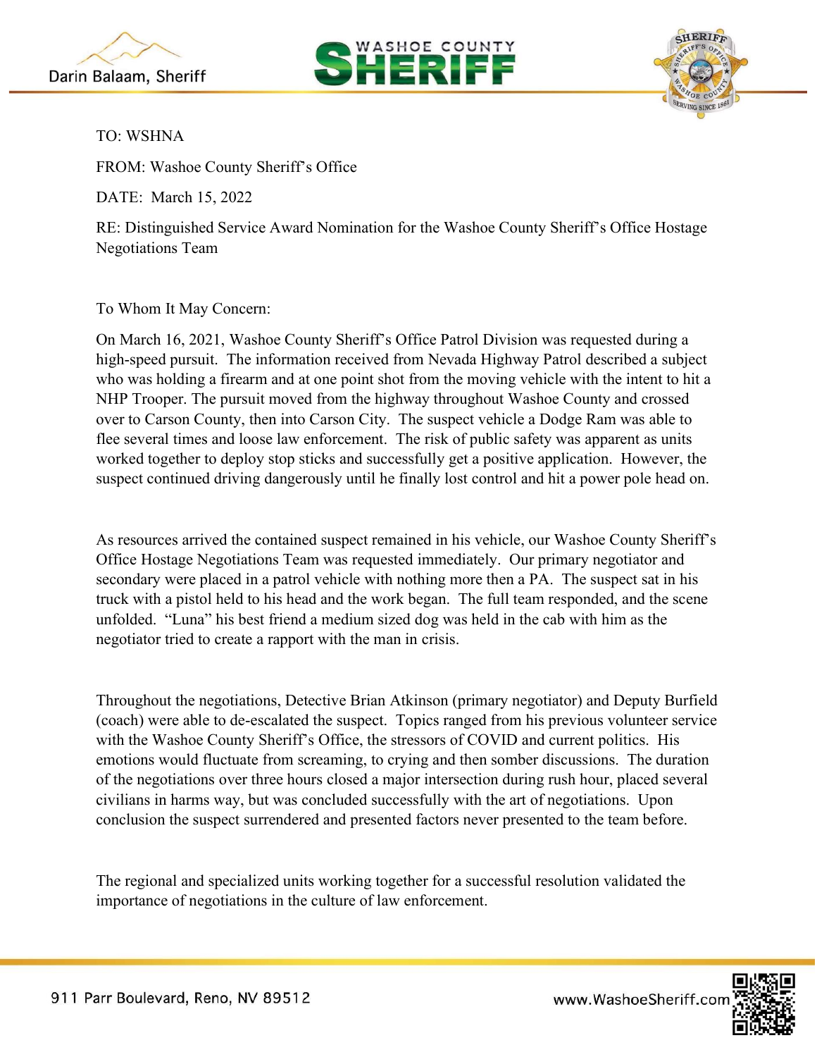Darin Balaam, Sheriff

WASHOE COUNTY SHERIFF

TO: WSHNA

FROM: Washoe County Sheriff's Office

DATE: March 15, 2022

RE: Distinguished Service Award Nomination for the Washoe County Sheriff's Office Hostage Negotiations Team

To Whom It May Concern:

On March 16, 2021, Washoe County Sheriff's Office Patrol Division was requested during a high-speed pursuit. The information received from Nevada Highway Patrol described a subject who was holding a firearm and at one point shot from the moving vehicle with the intent to hit a NHP Trooper. The pursuit moved from the highway throughout Washoe County and crossed over to Carson County, then into Carson City. The suspect vehicle a Dodge Ram was able to flee several times and loose law enforcement. The risk of public safety was apparent as units worked together to deploy stop sticks and successfully get a positive application. However, the suspect continued driving dangerously until he finally lost control and hit a power pole head on.

As resources arrived the contained suspect remained in his vehicle, our Washoe County Sheriff's Office Hostage Negotiations Team was requested immediately. Our primary negotiator and secondary were placed in a patrol vehicle with nothing more then a PA. The suspect sat in his truck with a pistol held to his head and the work began. The full team responded, and the scene unfolded. "Luna" his best friend a medium sized dog was held in the cab with him as the negotiator tried to create a rapport with the man in crisis.

Throughout the negotiations, Detective Brian Atkinson (primary negotiator) and Deputy Burfield (coach) were able to de-escalated the suspect. Topics ranged from his previous volunteer service with the Washoe County Sheriff's Office, the stressors of COVID and current politics. His emotions would fluctuate from screaming, to crying and then somber discussions. The duration of the negotiations over three hours closed a major intersection during rush hour, placed several civilians in harms way, but was concluded successfully with the art of negotiations. Upon conclusion the suspect surrendered and presented factors never presented to the team before.

The regional and specialized units working together for a successful resolution validated the importance of negotiations in the culture of law enforcement.

911 Parr Boulevard, Reno, NV 89512 www.WashoeSheriff.com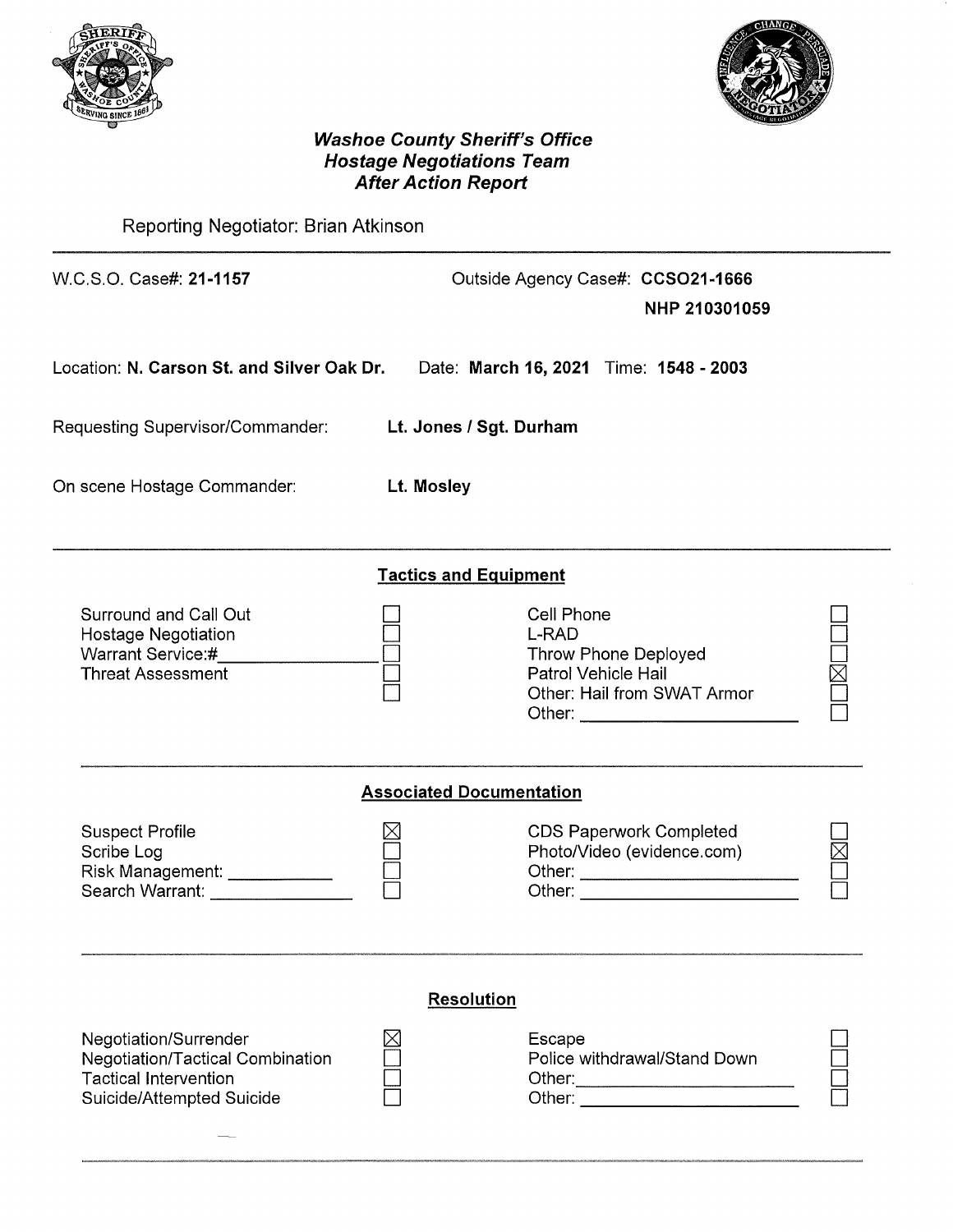***Washoe County Sheriff's Office***
***Hostage Negotiations Team***
***After Action Report***

Reporting Negotiator: Brian Atkinson

W.C.S.O. Case#: **21-1157**

Outside Agency Case#: **CCSO21-1666**
**NHP 210301059**

Location: **N. Carson St. and Silver Oak Dr.** Date: **March 16, 2021** Time: **1548 - 2003**

Requesting Supervisor/Commander: **Lt. Jones / Sgt. Durham**

On scene Hostage Commander: **Lt. Mosley**

## Tactics and Equipment

| | | | |
|---|---|---|---|
| Surround and Call Out | ☐ | Cell Phone | ☐ |
| Hostage Negotiation | ☐ | L-RAD | ☐ |
| Warrant Service:#________________ | ☐ | Throw Phone Deployed | ☐ |
| Threat Assessment | ☐ | Patrol Vehicle Hail | ☒ |
| | ☐ | Other: Hail from SWAT Armor | ☐ |
| | | Other: ____________________ | ☐ |

## Associated Documentation

| | | | |
|---|---|---|---|
| Suspect Profile | ☒ | CDS Paperwork Completed | ☐ |
| Scribe Log | ☐ | Photo/Video (evidence.com) | ☒ |
| Risk Management: ___________ | ☐ | Other: ____________________ | ☐ |
| Search Warrant: _____________ | ☐ | Other: ____________________ | ☐ |

## Resolution

| | | | |
|---|---|---|---|
| Negotiation/Surrender | ☒ | Escape | ☐ |
| Negotiation/Tactical Combination | ☐ | Police withdrawal/Stand Down | ☐ |
| Tactical Intervention | ☐ | Other:____________________ | ☐ |
| Suicide/Attempted Suicide | ☐ | Other: ____________________ | ☐ |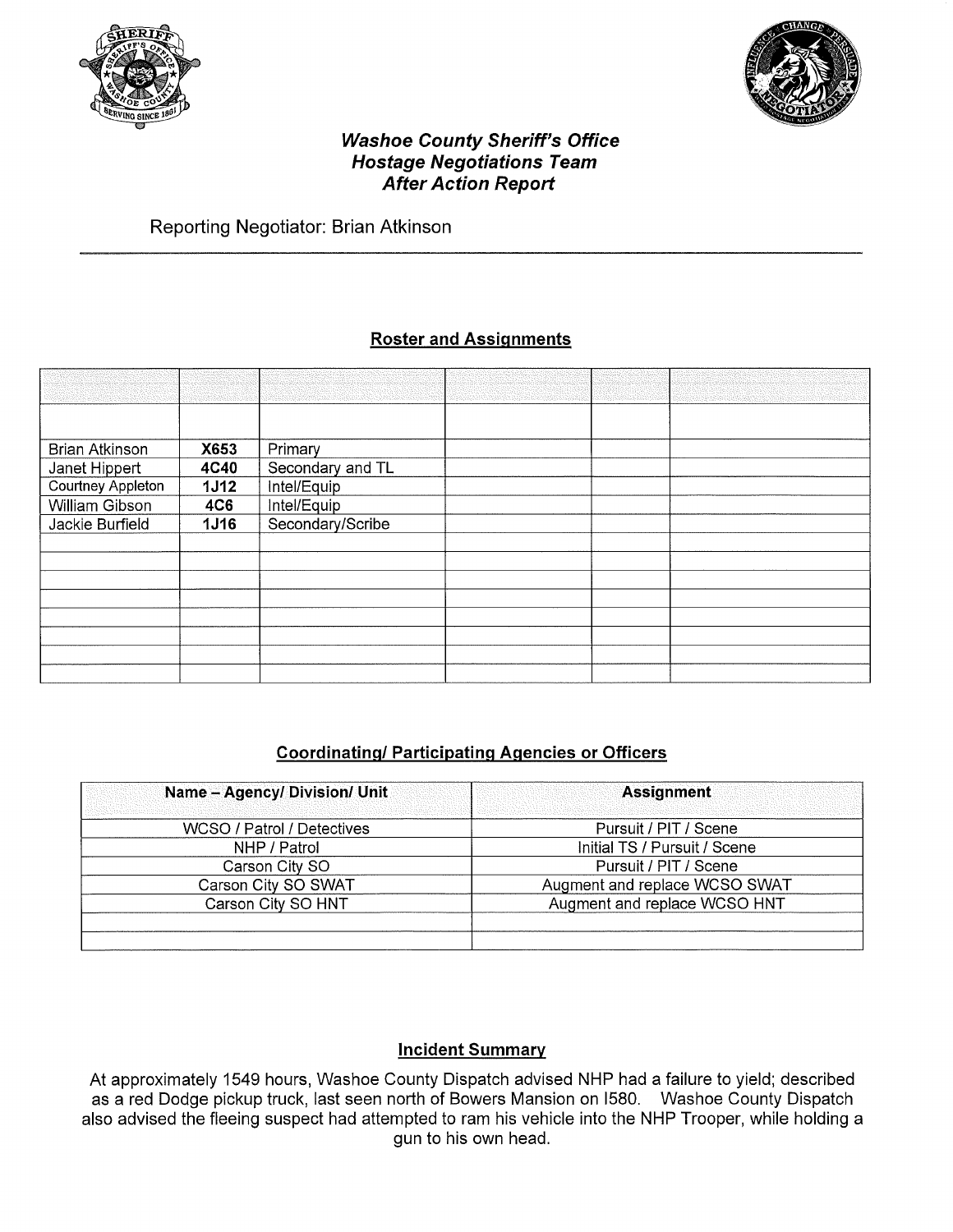***Washoe County Sheriff's Office***
***Hostage Negotiations Team***
***After Action Report***

Reporting Negotiator: Brian Atkinson

## Roster and Assignments

| | | | | | |
|---|---|---|---|---|---|
| | | | | | |
| Brian Atkinson | **X653** | Primary | | | |
| Janet Hippert | **4C40** | Secondary and TL | | | |
| Courtney Appleton | **1J12** | Intel/Equip | | | |
| William Gibson | **4C6** | Intel/Equip | | | |
| Jackie Burfield | **1J16** | Secondary/Scribe | | | |
| | | | | | |
| | | | | | |
| | | | | | |
| | | | | | |
| | | | | | |
| | | | | | |
| | | | | | |
| | | | | | |

## Coordinating/ Participating Agencies or Officers

| Name – Agency/ Division/ Unit | Assignment |
|---|---|
| WCSO / Patrol / Detectives | Pursuit / PIT / Scene |
| NHP / Patrol | Initial TS / Pursuit / Scene |
| Carson City SO | Pursuit / PIT / Scene |
| Carson City SO SWAT | Augment and replace WCSO SWAT |
| Carson City SO HNT | Augment and replace WCSO HNT |
| | |
| | |

## Incident Summary

At approximately 1549 hours, Washoe County Dispatch advised NHP had a failure to yield; described as a red Dodge pickup truck, last seen north of Bowers Mansion on I580. Washoe County Dispatch also advised the fleeing suspect had attempted to ram his vehicle into the NHP Trooper, while holding a gun to his own head.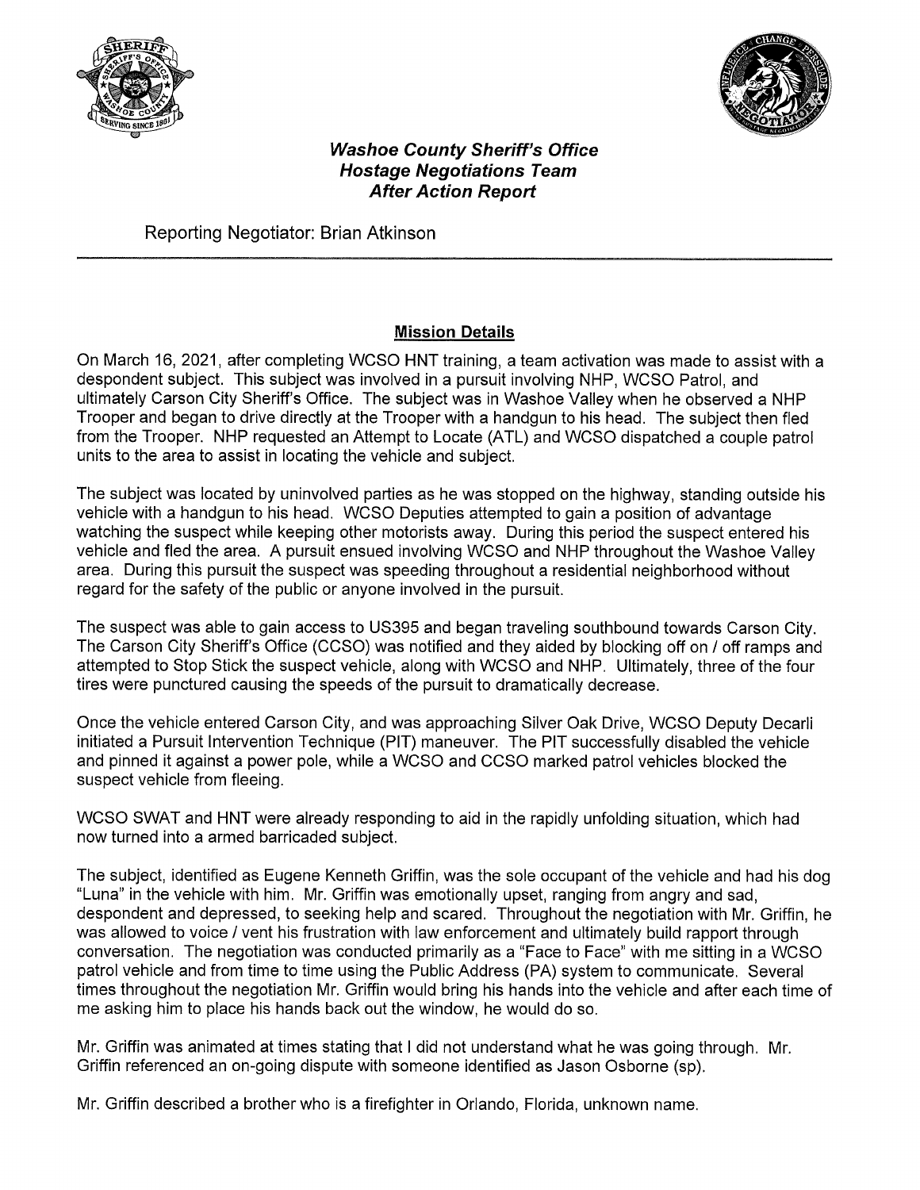***Washoe County Sheriff's Office***
***Hostage Negotiations Team***
***After Action Report***

Reporting Negotiator: Brian Atkinson

---

## Mission Details

On March 16, 2021, after completing WCSO HNT training, a team activation was made to assist with a despondent subject. This subject was involved in a pursuit involving NHP, WCSO Patrol, and ultimately Carson City Sheriff's Office. The subject was in Washoe Valley when he observed a NHP Trooper and began to drive directly at the Trooper with a handgun to his head. The subject then fled from the Trooper. NHP requested an Attempt to Locate (ATL) and WCSO dispatched a couple patrol units to the area to assist in locating the vehicle and subject.

The subject was located by uninvolved parties as he was stopped on the highway, standing outside his vehicle with a handgun to his head. WCSO Deputies attempted to gain a position of advantage watching the suspect while keeping other motorists away. During this period the suspect entered his vehicle and fled the area. A pursuit ensued involving WCSO and NHP throughout the Washoe Valley area. During this pursuit the suspect was speeding throughout a residential neighborhood without regard for the safety of the public or anyone involved in the pursuit.

The suspect was able to gain access to US395 and began traveling southbound towards Carson City. The Carson City Sheriff's Office (CCSO) was notified and they aided by blocking off on / off ramps and attempted to Stop Stick the suspect vehicle, along with WCSO and NHP. Ultimately, three of the four tires were punctured causing the speeds of the pursuit to dramatically decrease.

Once the vehicle entered Carson City, and was approaching Silver Oak Drive, WCSO Deputy Decarli initiated a Pursuit Intervention Technique (PIT) maneuver. The PIT successfully disabled the vehicle and pinned it against a power pole, while a WCSO and CCSO marked patrol vehicles blocked the suspect vehicle from fleeing.

WCSO SWAT and HNT were already responding to aid in the rapidly unfolding situation, which had now turned into a armed barricaded subject.

The subject, identified as Eugene Kenneth Griffin, was the sole occupant of the vehicle and had his dog "Luna" in the vehicle with him. Mr. Griffin was emotionally upset, ranging from angry and sad, despondent and depressed, to seeking help and scared. Throughout the negotiation with Mr. Griffin, he was allowed to voice / vent his frustration with law enforcement and ultimately build rapport through conversation. The negotiation was conducted primarily as a "Face to Face" with me sitting in a WCSO patrol vehicle and from time to time using the Public Address (PA) system to communicate. Several times throughout the negotiation Mr. Griffin would bring his hands into the vehicle and after each time of me asking him to place his hands back out the window, he would do so.

Mr. Griffin was animated at times stating that I did not understand what he was going through. Mr. Griffin referenced an on-going dispute with someone identified as Jason Osborne (sp).

Mr. Griffin described a brother who is a firefighter in Orlando, Florida, unknown name.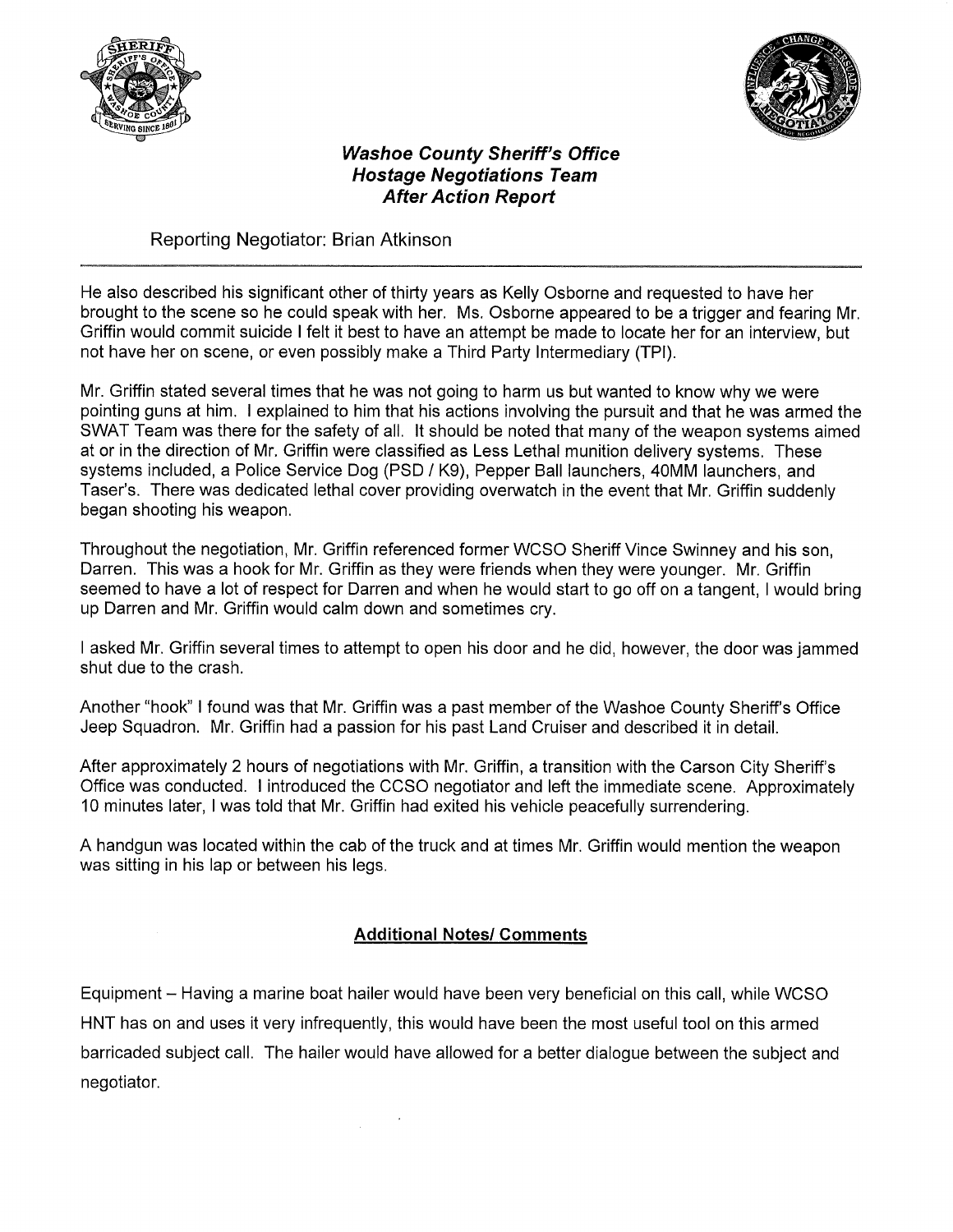***Washoe County Sheriff's Office***
***Hostage Negotiations Team***
***After Action Report***

Reporting Negotiator: Brian Atkinson

He also described his significant other of thirty years as Kelly Osborne and requested to have her brought to the scene so he could speak with her. Ms. Osborne appeared to be a trigger and fearing Mr. Griffin would commit suicide I felt it best to have an attempt be made to locate her for an interview, but not have her on scene, or even possibly make a Third Party Intermediary (TPI).

Mr. Griffin stated several times that he was not going to harm us but wanted to know why we were pointing guns at him. I explained to him that his actions involving the pursuit and that he was armed the SWAT Team was there for the safety of all. It should be noted that many of the weapon systems aimed at or in the direction of Mr. Griffin were classified as Less Lethal munition delivery systems. These systems included, a Police Service Dog (PSD / K9), Pepper Ball launchers, 40MM launchers, and Taser's. There was dedicated lethal cover providing overwatch in the event that Mr. Griffin suddenly began shooting his weapon.

Throughout the negotiation, Mr. Griffin referenced former WCSO Sheriff Vince Swinney and his son, Darren. This was a hook for Mr. Griffin as they were friends when they were younger. Mr. Griffin seemed to have a lot of respect for Darren and when he would start to go off on a tangent, I would bring up Darren and Mr. Griffin would calm down and sometimes cry.

I asked Mr. Griffin several times to attempt to open his door and he did, however, the door was jammed shut due to the crash.

Another "hook" I found was that Mr. Griffin was a past member of the Washoe County Sheriff's Office Jeep Squadron. Mr. Griffin had a passion for his past Land Cruiser and described it in detail.

After approximately 2 hours of negotiations with Mr. Griffin, a transition with the Carson City Sheriff's Office was conducted. I introduced the CCSO negotiator and left the immediate scene. Approximately 10 minutes later, I was told that Mr. Griffin had exited his vehicle peacefully surrendering.

A handgun was located within the cab of the truck and at times Mr. Griffin would mention the weapon was sitting in his lap or between his legs.

## Additional Notes/ Comments

Equipment – Having a marine boat hailer would have been very beneficial on this call, while WCSO HNT has on and uses it very infrequently, this would have been the most useful tool on this armed barricaded subject call. The hailer would have allowed for a better dialogue between the subject and negotiator.